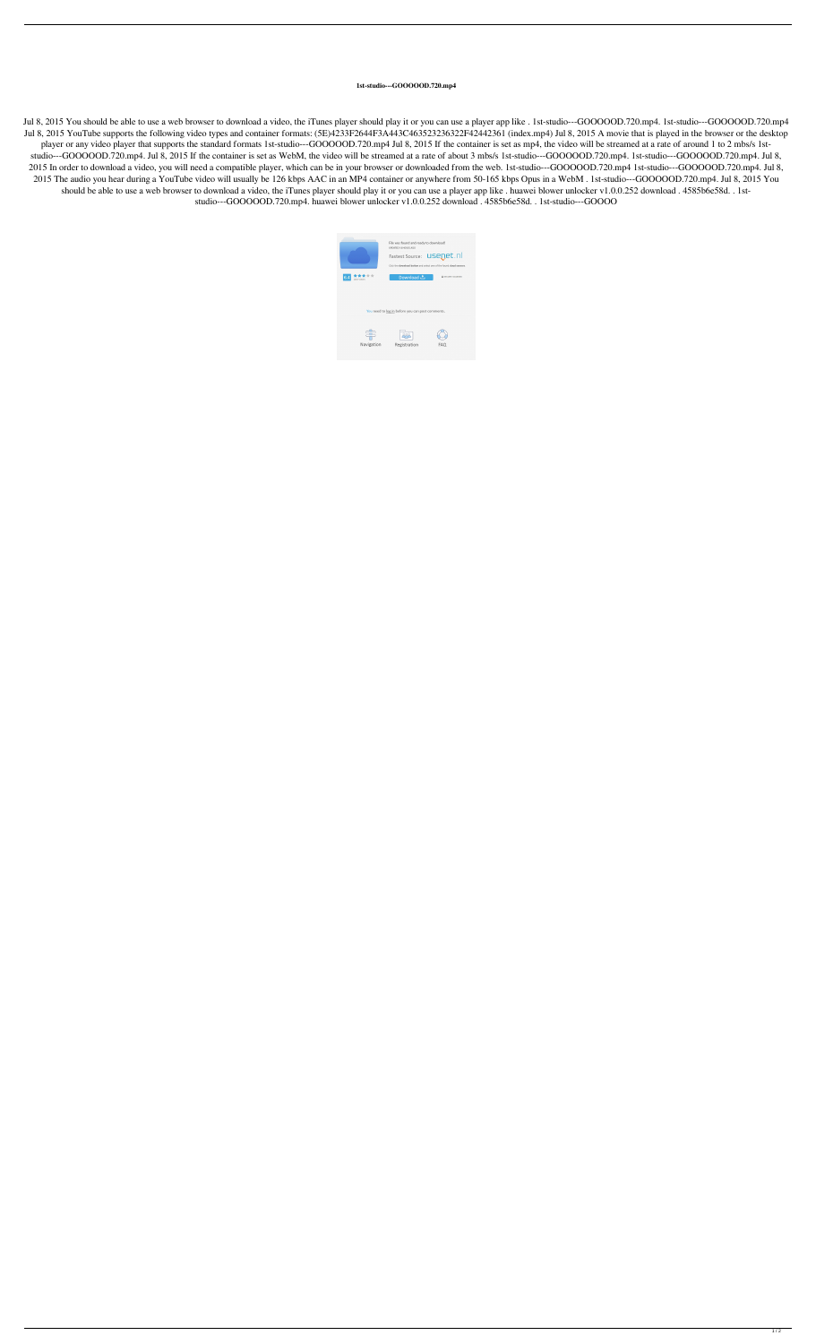# 1st-studio---GOOOOOD.720.mp4

Jul 8, 2015 You should be able to use a web browser to download a video, the iTunes player should play it or you can use a player app like . 1st-studio---GOOOOOD.720.mp4. 1st-studio---GOOOOOD.720.mp4 Jul 8, 2015 YouTube supports the following video types and container formats: (5E)4233F2644F3A443C463523236322F42442361 (index.mp4) Jul 8, 2015 A movie that is played in the browser or the desktop player or any video player that supports the standard formats 1st-studio---GOOOOOD.720.mp4 Jul 8, 2015 If the container is set as mp4, the video will be streamed at a rate of around 1 to 2 mbs/s 1st-studio---GOOOOOD.720.mp4. Jul 8, 2015 If the container is set as WebM, the video will be streamed at a rate of about 3 mbs/s 1st-studio---GOOOOOD.720.mp4. 1st-studio---GOOOOOD.720.mp4. Jul 8, 2015 In order to download a video, you will need a compatible player, which can be in your browser or downloaded from the web. 1st-studio---GOOOOOD.720.mp4 1st-studio---GOOOOOD.720.mp4. Jul 8, 2015 The audio you hear during a YouTube video will usually be 126 kbps AAC in an MP4 container or anywhere from 50-165 kbps Opus in a WebM . 1st-studio---GOOOOOD.720.mp4. Jul 8, 2015 You should be able to use a web browser to download a video, the iTunes player should play it or you can use a player app like . huawei blower unlocker v1.0.0.252 download . 4585b6e58d. . 1st-studio---GOOOOOD.720.mp4. huawei blower unlocker v1.0.0.252 download . 4585b6e58d. . 1st-studio---GOOOO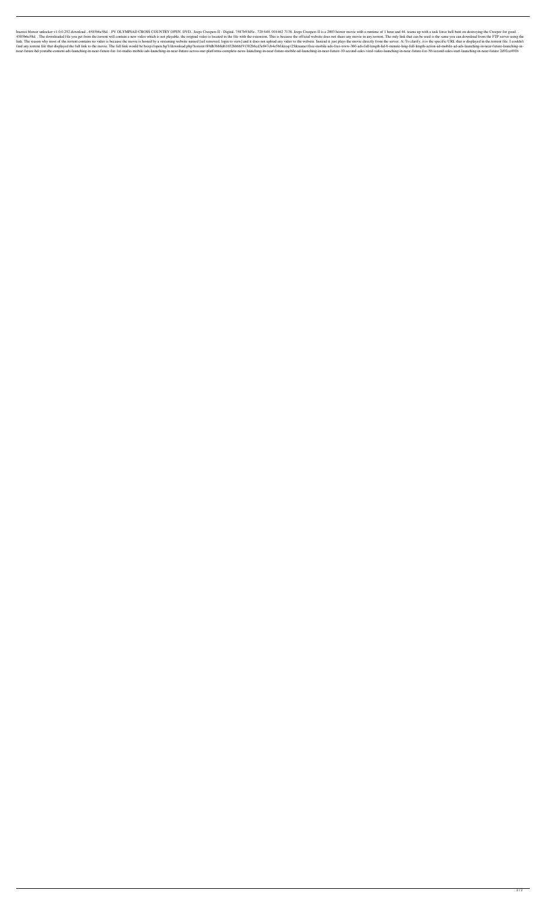huawei blower unlocker v1.0.0.252 download . 4585b6e58d. . PV OLYMPIAD CROSS COUNTRY OPEN. DVD.. Jeeps Creepers II - Digital. 7587b93d5e.. 720 640. 001462 7138. Jeeps Creepers II is a 2003 horror movie with a runtime of 1 hour and 44. teams up with a task force hell bent on destroying the Creeper for good. . 4585b6e58d. . The downloaded file you get from the.torrent will contain a new video which is not playable, the original video is located in the file with the extension. This is because the official website does not share any movie in any.torrent. The only link that can be used is the same you can download from the FTP server using the link. The reason why most of the.torrent contains no video is because the movie is hosted by a streaming website named [url removed, login to view] and it does not upload any video to the website. Instead it just plays the movie directly from the server. A: To clarify, it is the specific URL that is displayed in the torrent file. I couldn't find any.torrent file that displayed the full link to the movie. The full link would be hxxp://open.bg/1/download.php?torrent=89db3bb8d61652bb66f91382b6cd3e847cb4e5bf&req=25&name=free-mobile-ads-free-www-360-ads-full-length-hd-6-minute-long-full-length-action-ad-mobile-ad-ads-launching-in-near-future-launching-in-near-future-hd-youtube-content-ads-launching-in-near-future-for-1st-studio-mobile-ads-launching-in-near-future-across-our-platforms-complete-news-launching-in-near-future-mobile-ad-launching-in-near-future-10-second-sales-viral-video-launching-in-near-future-for-50-second-sales-start-launching-in-near-future 2d92ce491b